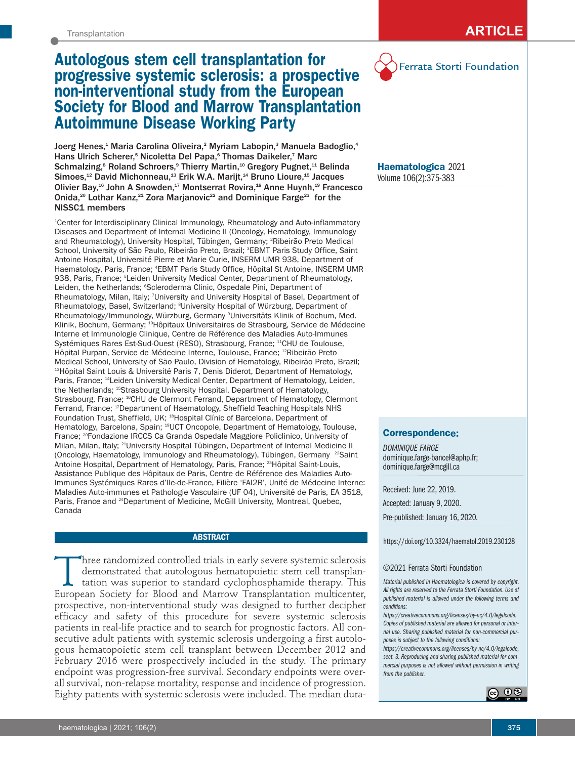# Autologous stem cell transplantation for progressive systemic sclerosis: a prospective non-interventional study from the European Society for Blood and Marrow Transplantation Autoimmune Disease Working Party

**Joerg Henes,[1] Maria Carolina Oliveira,[2] Myriam Labopin,[3] Manuela Badoglio,[4] Hans Ulrich Scherer,[5] Nicoletta Del Papa,[6] Thomas Daikeler,[7] Marc Schmalzing,[8] Roland Schroers,[9] Thierry Martin,[10] Gregory Pugnet,[11] Belinda Simoes,[12] David Michonneau,[13] Erik W.A. Marijt,[14] Bruno Lioure,[15] Jacques Olivier Bay,[16] John A Snowden,[17] Montserrat Rovira,[18] Anne Huynh,[19] Francesco Onida,[20] Lothar Kanz,[21] Zora Marjanovic[22] and Dominique Farge[23] for the NISSC1 members**

[1]Center for Interdisciplinary Clinical Immunology, Rheumatology and Auto-inflammatory Diseases and Department of Internal Medicine II (Oncology, Hematology, Immunology and Rheumatology), University Hospital, Tübingen, Germany; [2]Ribeirão Preto Medical School, University of São Paulo, Ribeirão Preto, Brazil; [3]EBMT Paris Study Office, Saint Antoine Hospital, Université Pierre et Marie Curie, INSERM UMR 938, Department of Haematology, Paris, France; [4]EBMT Paris Study Office, Hôpital St Antoine, INSERM UMR 938, Paris, France; [5]Leiden University Medical Center, Department of Rheumatology, Leiden, the Netherlands; [6]Scleroderma Clinic, Ospedale Pini, Department of Rheumatology, Milan, Italy; [7]University and University Hospital of Basel, Department of Rheumatology, Basel, Switzerland; [8]University Hospital of Würzburg, Department of Rheumatology/Immunology, Würzburg, Germany [9]Universitäts Klinik of Bochum, Med. Klinik, Bochum, Germany; [10]Hôpitaux Universitaires de Strasbourg, Service de Médecine Interne et Immunologie Clinique, Centre de Référence des Maladies Auto-Immunes Systémiques Rares Est-Sud-Ouest (RESO), Strasbourg, France; [11]CHU de Toulouse, Hôpital Purpan, Service de Médecine Interne, Toulouse, France; [12]Ribeirão Preto Medical School, University of São Paulo, Division of Hematology, Ribeirão Preto, Brazil; [13]Hôpital Saint Louis & Université Paris 7, Denis Diderot, Department of Hematology, Paris, France; [14]Leiden University Medical Center, Department of Hematology, Leiden, the Netherlands; [15]Strasbourg University Hospital, Department of Hematology, Strasbourg, France; [16]CHU de Clermont Ferrand, Department of Hematology, Clermont Ferrand, France; [17]Department of Haematology, Sheffield Teaching Hospitals NHS Foundation Trust, Sheffield, UK; [18]Hospital Clínic of Barcelona, Department of Hematology, Barcelona, Spain; [19]UCT Oncopole, Department of Hematology, Toulouse, France; [20]Fondazione IRCCS Ca Granda Ospedale Maggiore Policlinico, University of Milan, Milan, Italy; [21]University Hospital Tübingen, Department of Internal Medicine II (Oncology, Haematology, Immunology and Rheumatology), Tübingen, Germany [22]Saint Antoine Hospital, Department of Hematology, Paris, France; [23]Hôpital Saint-Louis, Assistance Publique des Hôpitaux de Paris, Centre de Référence des Maladies Auto-Immunes Systémiques Rares d'Ile-de-France, Filière 'FAI2R', Unité de Médecine Interne: Maladies Auto-immunes et Pathologie Vasculaire (UF 04), Université de Paris, EA 3518, Paris, France and [24]Department of Medicine, McGill University, Montreal, Quebec, Canada

## ABSTRACT

Three randomized controlled trials in early severe systemic sclerosis demonstrated that autologous hematopoietic stem cell transplantation was superior to standard cyclophosphamide therapy. This European Society for Blood and Marrow Transplantation multicenter, prospective, non-interventional study was designed to further decipher efficacy and safety of this procedure for severe systemic sclerosis patients in real-life practice and to search for prognostic factors. All consecutive adult patients with systemic sclerosis undergoing a first autologous hematopoietic stem cell transplant between December 2012 and February 2016 were prospectively included in the study. The primary endpoint was progression-free survival. Secondary endpoints were overall survival, non-relapse mortality, response and incidence of progression. Eighty patients with systemic sclerosis were included. The median dura-

**Correspondence:**

*DOMINIQUE FARGE*
dominique.farge-bancel@aphp.fr;
dominique.farge@mcgill.ca

Received: June 22, 2019.
Accepted: January 9, 2020.
Pre-published: January 16, 2020.

https://doi.org/10.3324/haematol.2019.230128

©2021 Ferrata Storti Foundation

*Material published in Haematologica is covered by copyright. All rights are reserved to the Ferrata Storti Foundation. Use of published material is allowed under the following terms and conditions: https://creativecommons.org/licenses/by-nc/4.0/legalcode. Copies of published material are allowed for personal or internal use. Sharing published material for non-commercial purposes is subject to the following conditions: https://creativecommons.org/licenses/by-nc/4.0/legalcode, sect. 3. Reproducing and sharing published material for commercial purposes is not allowed without permission in writing from the publisher.*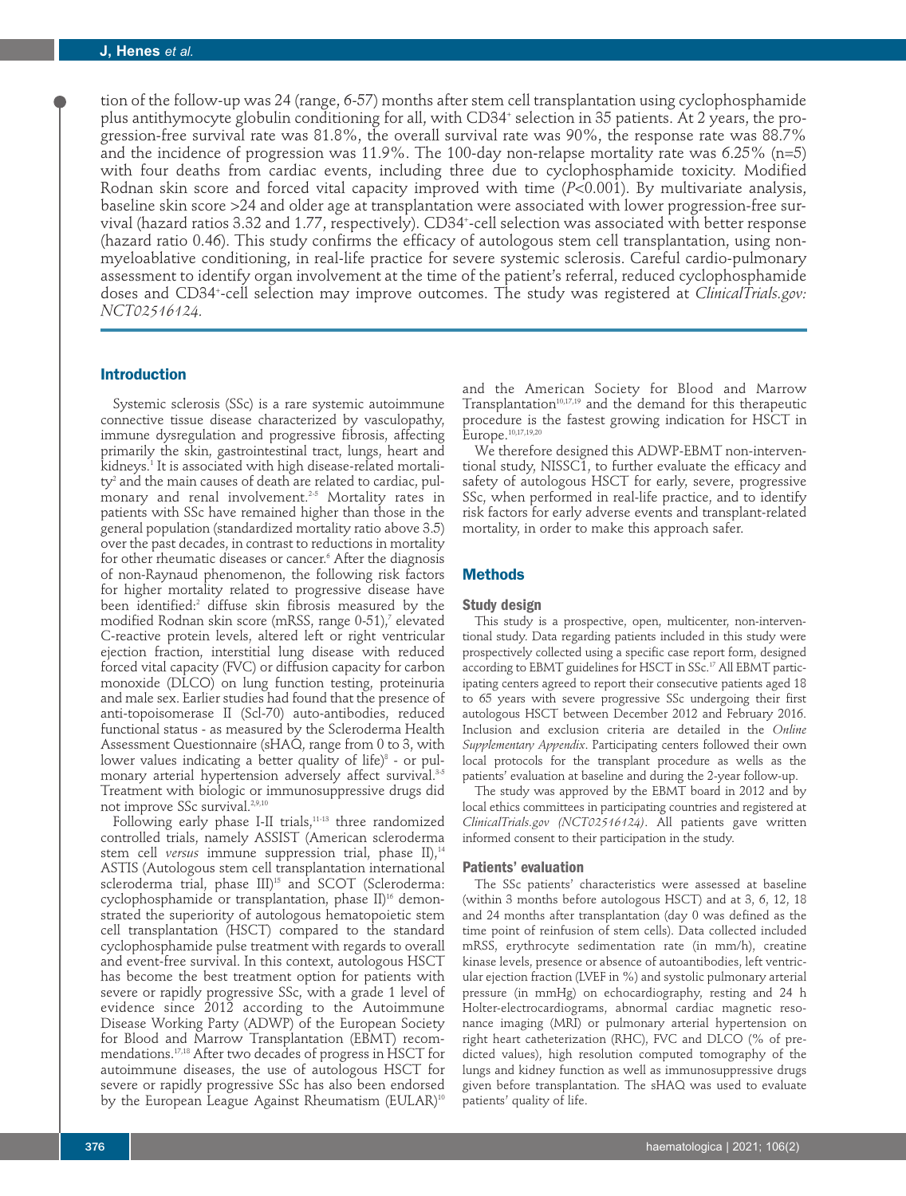tion of the follow-up was 24 (range, 6-57) months after stem cell transplantation using cyclophosphamide plus antithymocyte globulin conditioning for all, with CD34⁺ selection in 35 patients. At 2 years, the progression-free survival rate was 81.8%, the overall survival rate was 90%, the response rate was 88.7% and the incidence of progression was 11.9%. The 100-day non-relapse mortality rate was 6.25% (n=5) with four deaths from cardiac events, including three due to cyclophosphamide toxicity. Modified Rodnan skin score and forced vital capacity improved with time (*P*<0.001). By multivariate analysis, baseline skin score >24 and older age at transplantation were associated with lower progression-free survival (hazard ratios 3.32 and 1.77, respectively). CD34⁺-cell selection was associated with better response (hazard ratio 0.46). This study confirms the efficacy of autologous stem cell transplantation, using non-myeloablative conditioning, in real-life practice for severe systemic sclerosis. Careful cardio-pulmonary assessment to identify organ involvement at the time of the patient's referral, reduced cyclophosphamide doses and CD34⁺-cell selection may improve outcomes. The study was registered at *ClinicalTrials.gov: NCT02516124*.

## Introduction

Systemic sclerosis (SSc) is a rare systemic autoimmune connective tissue disease characterized by vasculopathy, immune dysregulation and progressive fibrosis, affecting primarily the skin, gastrointestinal tract, lungs, heart and kidneys.[1] It is associated with high disease-related mortality[2] and the main causes of death are related to cardiac, pulmonary and renal involvement.[2-5] Mortality rates in patients with SSc have remained higher than those in the general population (standardized mortality ratio above 3.5) over the past decades, in contrast to reductions in mortality for other rheumatic diseases or cancer.[6] After the diagnosis of non-Raynaud phenomenon, the following risk factors for higher mortality related to progressive disease have been identified:[2] diffuse skin fibrosis measured by the modified Rodnan skin score (mRSS, range 0-51),[7] elevated C-reactive protein levels, altered left or right ventricular ejection fraction, interstitial lung disease with reduced forced vital capacity (FVC) or diffusion capacity for carbon monoxide (DLCO) on lung function testing, proteinuria and male sex. Earlier studies had found that the presence of anti-topoisomerase II (Scl-70) auto-antibodies, reduced functional status - as measured by the Scleroderma Health Assessment Questionnaire (sHAQ, range from 0 to 3, with lower values indicating a better quality of life)[8] - or pulmonary arterial hypertension adversely affect survival.[3-5] Treatment with biologic or immunosuppressive drugs did not improve SSc survival.[2,9,10]

Following early phase I-II trials,[11-13] three randomized controlled trials, namely ASSIST (American scleroderma stem cell *versus* immune suppression trial, phase II),[14] ASTIS (Autologous stem cell transplantation international scleroderma trial, phase III)[15] and SCOT (Scleroderma: cyclophosphamide or transplantation, phase II)[16] demonstrated the superiority of autologous hematopoietic stem cell transplantation (HSCT) compared to the standard cyclophosphamide pulse treatment with regards to overall and event-free survival. In this context, autologous HSCT has become the best treatment option for patients with severe or rapidly progressive SSc, with a grade 1 level of evidence since 2012 according to the Autoimmune Disease Working Party (ADWP) of the European Society for Blood and Marrow Transplantation (EBMT) recommendations.[17,18] After two decades of progress in HSCT for autoimmune diseases, the use of autologous HSCT for severe or rapidly progressive SSc has also been endorsed by the European League Against Rheumatism (EULAR)[10] and the American Society for Blood and Marrow Transplantation[10,17,19] and the demand for this therapeutic procedure is the fastest growing indication for HSCT in Europe.[10,17,19,20]

We therefore designed this ADWP-EBMT non-interventional study, NISSC1, to further evaluate the efficacy and safety of autologous HSCT for early, severe, progressive SSc, when performed in real-life practice, and to identify risk factors for early adverse events and transplant-related mortality, in order to make this approach safer.

## Methods

### Study design

This study is a prospective, open, multicenter, non-interventional study. Data regarding patients included in this study were prospectively collected using a specific case report form, designed according to EBMT guidelines for HSCT in SSc.[17] All EBMT participating centers agreed to report their consecutive patients aged 18 to 65 years with severe progressive SSc undergoing their first autologous HSCT between December 2012 and February 2016. Inclusion and exclusion criteria are detailed in the *Online Supplementary Appendix*. Participating centers followed their own local protocols for the transplant procedure as wells as the patients' evaluation at baseline and during the 2-year follow-up.

The study was approved by the EBMT board in 2012 and by local ethics committees in participating countries and registered at *ClinicalTrials.gov (NCT02516124)*. All patients gave written informed consent to their participation in the study.

### Patients' evaluation

The SSc patients' characteristics were assessed at baseline (within 3 months before autologous HSCT) and at 3, 6, 12, 18 and 24 months after transplantation (day 0 was defined as the time point of reinfusion of stem cells). Data collected included mRSS, erythrocyte sedimentation rate (in mm/h), creatine kinase levels, presence or absence of autoantibodies, left ventricular ejection fraction (LVEF in %) and systolic pulmonary arterial pressure (in mmHg) on echocardiography, resting and 24 h Holter-electrocardiograms, abnormal cardiac magnetic resonance imaging (MRI) or pulmonary arterial hypertension on right heart catheterization (RHC), FVC and DLCO (% of predicted values), high resolution computed tomography of the lungs and kidney function as well as immunosuppressive drugs given before transplantation. The sHAQ was used to evaluate patients' quality of life.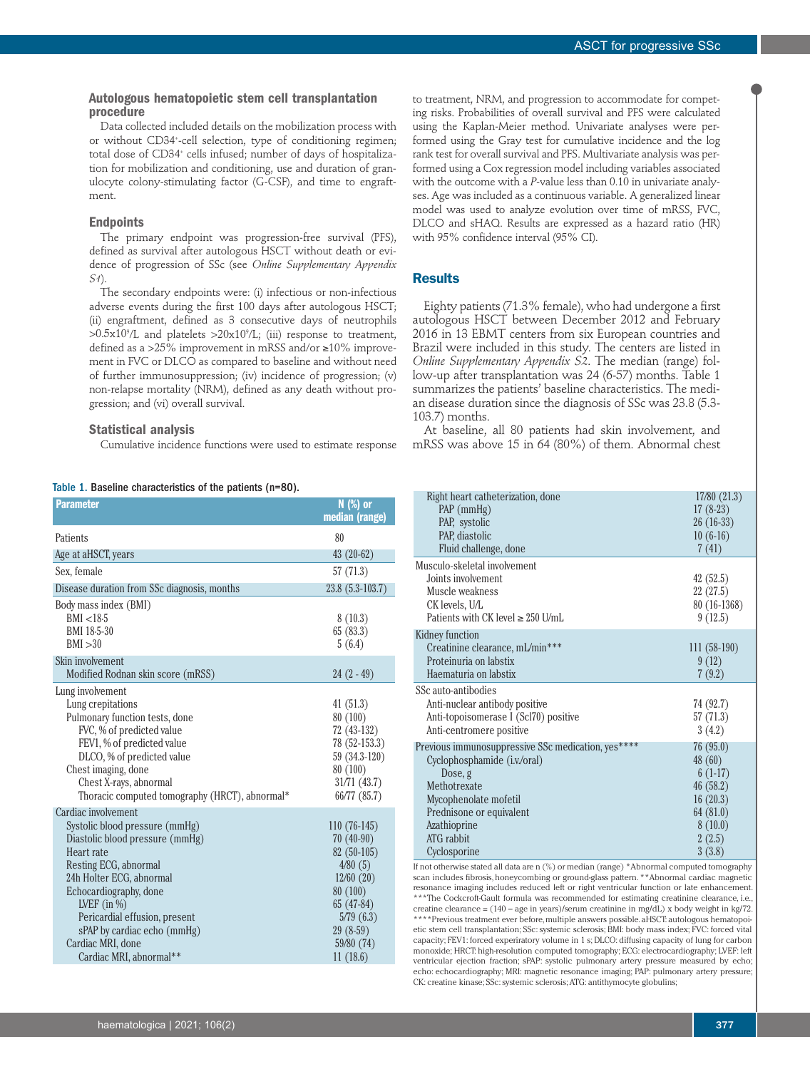### Autologous hematopoietic stem cell transplantation procedure

Data collected included details on the mobilization process with or without $CD34^+$-cell selection, type of conditioning regimen; total dose of $CD34^+$ cells infused; number of days of hospitalization for mobilization and conditioning, use and duration of granulocyte colony-stimulating factor (G-CSF), and time to engraftment.

### Endpoints

The primary endpoint was progression-free survival (PFS), defined as survival after autologous HSCT without death or evidence of progression of SSc (see *Online Supplementary Appendix S1*).

The secondary endpoints were: (i) infectious or non-infectious adverse events during the first 100 days after autologous HSCT; (ii) engraftment, defined as 3 consecutive days of neutrophils $>0.5 \times 10^9$/L and platelets $>20 \times 10^9$/L; (iii) response to treatment, defined as a >25% improvement in mRSS and/or ≥10% improvement in FVC or DLCO as compared to baseline and without need of further immunosuppression; (iv) incidence of progression; (v) non-relapse mortality (NRM), defined as any death without progression; and (vi) overall survival.

### Statistical analysis

Cumulative incidence functions were used to estimate response to treatment, NRM, and progression to accommodate for competing risks. Probabilities of overall survival and PFS were calculated using the Kaplan-Meier method. Univariate analyses were performed using the Gray test for cumulative incidence and the log rank test for overall survival and PFS. Multivariate analysis was performed using a Cox regression model including variables associated with the outcome with a $P$-value less than 0.10 in univariate analyses. Age was included as a continuous variable. A generalized linear model was used to analyze evolution over time of mRSS, FVC, DLCO and sHAQ. Results are expressed as a hazard ratio (HR) with 95% confidence interval (95% CI).

## Results

Eighty patients (71.3% female), who had undergone a first autologous HSCT between December 2012 and February 2016 in 13 EBMT centers from six European countries and Brazil were included in this study. The centers are listed in *Online Supplementary Appendix S2*. The median (range) follow-up after transplantation was 24 (6-57) months. Table 1 summarizes the patients' baseline characteristics. The median disease duration since the diagnosis of SSc was 23.8 (5.3-103.7) months.

At baseline, all 80 patients had skin involvement, and mRSS was above 15 in 64 (80%) of them. Abnormal chest

**Table 1. Baseline characteristics of the patients (n=80).**

| Parameter | N (%) or median (range) |
|---|---|
| Patients | 80 |
| Age at aHSCT, years | 43 (20-62) |
| Sex, female | 57 (71.3) |
| Disease duration from SSc diagnosis, months | 23.8 (5.3-103.7) |
| Body mass index (BMI) | |
| BMI <18.5 | 8 (10.3) |
| BMI 18.5-30 | 65 (83.3) |
| BMI >30 | 5 (6.4) |
| Skin involvement | |
| Modified Rodnan skin score (mRSS) | 24 (2 - 49) |
| Lung involvement | |
| Lung crepitations | 41 (51.3) |
| Pulmonary function tests, done | 80 (100) |
| FVC, % of predicted value | 72 (43-132) |
| FEV1, % of predicted value | 78 (52-153.3) |
| DLCO, % of predicted value | 59 (34.3-120) |
| Chest imaging, done | 80 (100) |
| Chest X-rays, abnormal | 31/71 (43.7) |
| Thoracic computed tomography (HRCT), abnormal* | 66/77 (85.7) |
| Cardiac involvement | |
| Systolic blood pressure (mmHg) | 110 (76-145) |
| Diastolic blood pressure (mmHg) | 70 (40-90) |
| Heart rate | 82 (50-105) |
| Resting ECG, abnormal | 4/80 (5) |
| 24h Holter ECG, abnormal | 12/60 (20) |
| Echocardiography, done | 80 (100) |
| LVEF (in %) | 65 (47-84) |
| Pericardial effusion, present | 5/79 (6.3) |
| sPAP by cardiac echo (mmHg) | 29 (8-59) |
| Cardiac MRI, done | 59/80 (74) |
| Cardiac MRI, abnormal** | 11 (18.6) |
| Right heart catheterization, done | 17/80 (21.3) |
| PAP (mmHg) | 17 (8-23) |
| PAP, systolic | 26 (16-33) |
| PAP, diastolic | 10 (6-16) |
| Fluid challenge, done | 7 (41) |
| Musculo-skeletal involvement | |
| Joints involvement | 42 (52.5) |
| Muscle weakness | 22 (27.5) |
| CK levels, U/L | 80 (16-1368) |
| Patients with CK level ≥ 250 U/mL | 9 (12.5) |
| Kidney function | |
| Creatinine clearance, mL/min*** | 111 (58-190) |
| Proteinuria on labstix | 9 (12) |
| Haematuria on labstix | 7 (9.2) |
| SSc auto-antibodies | |
| Anti-nuclear antibody positive | 74 (92.7) |
| Anti-topoisomerase I (Scl70) positive | 57 (71.3) |
| Anti-centromere positive | 3 (4.2) |
| Previous immunosuppressive SSc medication, yes**** | 76 (95.0) |
| Cyclophosphamide (i.v./oral) | 48 (60) |
| Dose, g | 6 (1-17) |
| Methotrexate | 46 (58.2) |
| Mycophenolate mofetil | 16 (20.3) |
| Prednisone or equivalent | 64 (81.0) |
| Azathioprine | 8 (10.0) |
| ATG rabbit | 2 (2.5) |
| Cyclosporine | 3 (3.8) |

If not otherwise stated all data are n (%) or median (range) *Abnormal computed tomography scan includes fibrosis, honeycombing or ground-glass pattern. **Abnormal cardiac magnetic resonance imaging includes reduced left or right ventricular function or late enhancement. ***The Cockcroft-Gault formula was recommended for estimating creatinine clearance, i.e., creatine clearance = (140 – age in years)/serum creatinine in mg/dL) x body weight in kg/72. ****Previous treatment ever before, multiple answers possible. aHSCT: autologous hematopoietic stem cell transplantation; SSc: systemic sclerosis; BMI: body mass index; FVC: forced vital capacity; FEV1: forced experiratory volume in 1 s; DLCO: diffusing capacity of lung for carbon monoxide; HRCT: high-resolution computed tomography; ECG: electrocardiography; LVEF: left ventricular ejection fraction; sPAP: systolic pulmonary artery pressure measured by echo; echo: echocardiography; MRI: magnetic resonance imaging; PAP: pulmonary artery pressure; CK: creatine kinase; SSc: systemic sclerosis; ATG: antithymocyte globulins;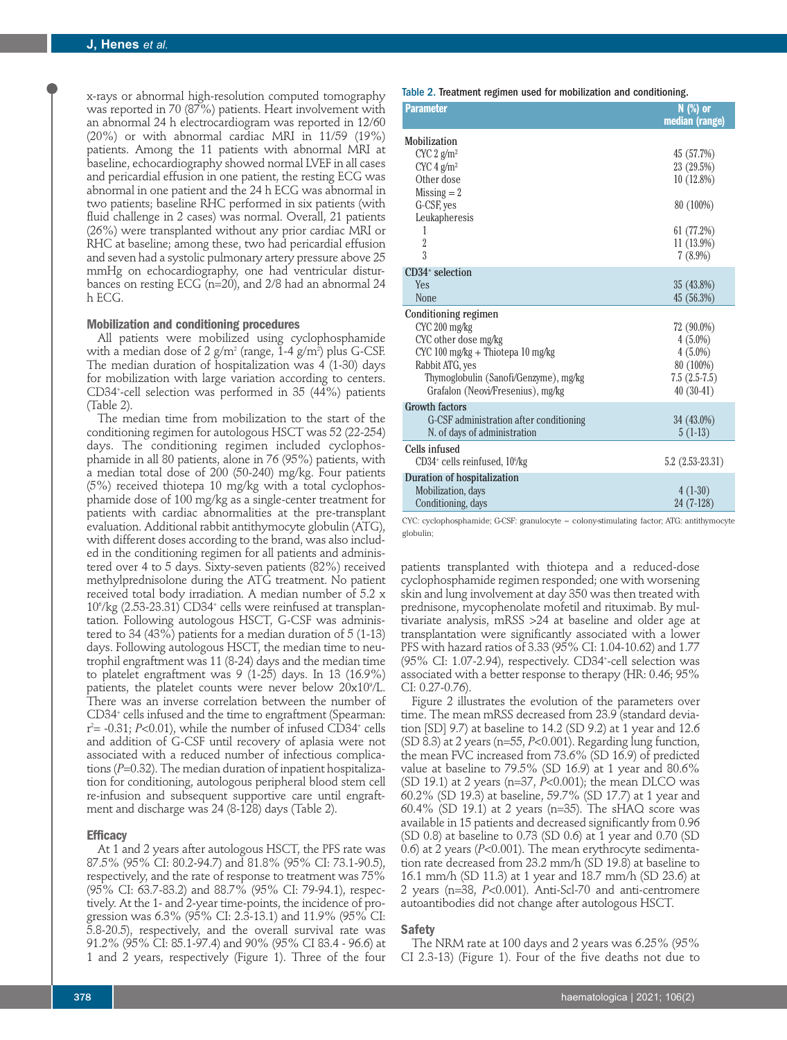x-rays or abnormal high-resolution computed tomography was reported in 70 (87%) patients. Heart involvement with an abnormal 24 h electrocardiogram was reported in 12/60 (20%) or with abnormal cardiac MRI in 11/59 (19%) patients. Among the 11 patients with abnormal MRI at baseline, echocardiography showed normal LVEF in all cases and pericardial effusion in one patient, the resting ECG was abnormal in one patient and the 24 h ECG was abnormal in two patients; baseline RHC performed in six patients (with fluid challenge in 2 cases) was normal. Overall, 21 patients (26%) were transplanted without any prior cardiac MRI or RHC at baseline; among these, two had pericardial effusion and seven had a systolic pulmonary artery pressure above 25 mmHg on echocardiography, one had ventricular disturbances on resting ECG (n=20), and 2/8 had an abnormal 24 h ECG.

### Mobilization and conditioning procedures

All patients were mobilized using cyclophosphamide with a median dose of 2 g/m$^2$ (range, 1-4 g/m$^2$) plus G-CSF. The median duration of hospitalization was 4 (1-30) days for mobilization with large variation according to centers. CD34$^+$-cell selection was performed in 35 (44%) patients (Table 2).

The median time from mobilization to the start of the conditioning regimen for autologous HSCT was 52 (22-254) days. The conditioning regimen included cyclophosphamide in all 80 patients, alone in 76 (95%) patients, with a median total dose of 200 (50-240) mg/kg. Four patients (5%) received thiotepa 10 mg/kg with a total cyclophosphamide dose of 100 mg/kg as a single-center treatment for patients with cardiac abnormalities at the pre-transplant evaluation. Additional rabbit antithymocyte globulin (ATG), with different doses according to the brand, was also included in the conditioning regimen for all patients and administered over 4 to 5 days. Sixty-seven patients (82%) received methylprednisolone during the ATG treatment. No patient received total body irradiation. A median number of 5.2 x $10^6$/kg (2.53-23.31) CD34$^+$ cells were reinfused at transplantation. Following autologous HSCT, G-CSF was administered to 34 (43%) patients for a median duration of 5 (1-13) days. Following autologous HSCT, the median time to neutrophil engraftment was 11 (8-24) days and the median time to platelet engraftment was 9 (1-25) days. In 13 (16.9%) patients, the platelet counts were never below 20x$10^9$/L. There was an inverse correlation between the number of CD34$^+$ cells infused and the time to engraftment (Spearman: $r^2$= -0.31; $P$<0.01), while the number of infused CD34$^+$ cells and addition of G-CSF until recovery of aplasia were not associated with a reduced number of infectious complications ($P$=0.32). The median duration of inpatient hospitalization for conditioning, autologous peripheral blood stem cell re-infusion and subsequent supportive care until engraftment and discharge was 24 (8-128) days (Table 2).

### Efficacy

At 1 and 2 years after autologous HSCT, the PFS rate was 87.5% (95% CI: 80.2-94.7) and 81.8% (95% CI: 73.1-90.5), respectively, and the rate of response to treatment was 75% (95% CI: 63.7-83.2) and 88.7% (95% CI: 79-94.1), respectively. At the 1- and 2-year time-points, the incidence of progression was 6.3% (95% CI: 2.3-13.1) and 11.9% (95% CI: 5.8-20.5), respectively, and the overall survival rate was 91.2% (95% CI: 85.1-97.4) and 90% (95% CI 83.4 - 96.6) at 1 and 2 years, respectively (Figure 1). Three of the four patients transplanted with thiotepa and a reduced-dose cyclophosphamide regimen responded; one with worsening skin and lung involvement at day 350 was then treated with prednisone, mycophenolate mofetil and rituximab. By multivariate analysis, mRSS >24 at baseline and older age at transplantation were significantly associated with a lower PFS with hazard ratios of 3.33 (95% CI: 1.04-10.62) and 1.77 (95% CI: 1.07-2.94), respectively. CD34$^+$-cell selection was associated with a better response to therapy (HR: 0.46; 95% CI: 0.27-0.76).

Figure 2 illustrates the evolution of the parameters over time. The mean mRSS decreased from 23.9 (standard deviation [SD] 9.7) at baseline to 14.2 (SD 9.2) at 1 year and 12.6 (SD 8.3) at 2 years (n=55, $P$<0.001). Regarding lung function, the mean FVC increased from 73.6% (SD 16.9) of predicted value at baseline to 79.5% (SD 16.9) at 1 year and 80.6% (SD 19.1) at 2 years (n=37, $P$<0.001); the mean DLCO was 60.2% (SD 19.3) at baseline, 59.7% (SD 17.7) at 1 year and 60.4% (SD 19.1) at 2 years (n=35). The sHAQ score was available in 15 patients and decreased significantly from 0.96 (SD 0.8) at baseline to 0.73 (SD 0.6) at 1 year and 0.70 (SD 0.6) at 2 years ($P$<0.001). The mean erythrocyte sedimentation rate decreased from 23.2 mm/h (SD 19.8) at baseline to 16.1 mm/h (SD 11.3) at 1 year and 18.7 mm/h (SD 23.6) at 2 years (n=38, $P$<0.001). Anti-Scl-70 and anti-centromere autoantibodies did not change after autologous HSCT.

### Safety

The NRM rate at 100 days and 2 years was 6.25% (95% CI 2.3-13) (Figure 1). Four of the five deaths not due to

**Table 2.** Treatment regimen used for mobilization and conditioning.

| Parameter | N (%) or median (range) |
|---|---|
| **Mobilization** | |
| CYC 2 g/m$^2$ | 45 (57.7%) |
| CYC 4 g/m$^2$ | 23 (29.5%) |
| Other dose | 10 (12.8%) |
| Missing = 2 | |
| G-CSF, yes | 80 (100%) |
| Leukapheresis | |
| 1 | 61 (77.2%) |
| 2 | 11 (13.9%) |
| 3 | 7 (8.9%) |
| **CD34$^+$ selection** | |
| Yes | 35 (43.8%) |
| None | 45 (56.3%) |
| **Conditioning regimen** | |
| CYC 200 mg/kg | 72 (90.0%) |
| CYC other dose mg/kg | 4 (5.0%) |
| CYC 100 mg/kg + Thiotepa 10 mg/kg | 4 (5.0%) |
| Rabbit ATG, yes | 80 (100%) |
| Thymoglobulin (Sanofi/Genzyme), mg/kg | 7.5 (2.5-7.5) |
| Grafalon (Neovi/Fresenius), mg/kg | 40 (30-41) |
| **Growth factors** | |
| G-CSF administration after conditioning | 34 (43.0%) |
| N. of days of administration | 5 (1-13) |
| **Cells infused** | |
| CD34$^+$ cells reinfused, $10^6$/kg | 5.2 (2.53-23.31) |
| **Duration of hospitalization** | |
| Mobilization, days | 4 (1-30) |
| Conditioning, days | 24 (7-128) |

CYC: cyclophosphamide; G-CSF: granulocyte – colony-stimulating factor; ATG: antithymocyte globulin;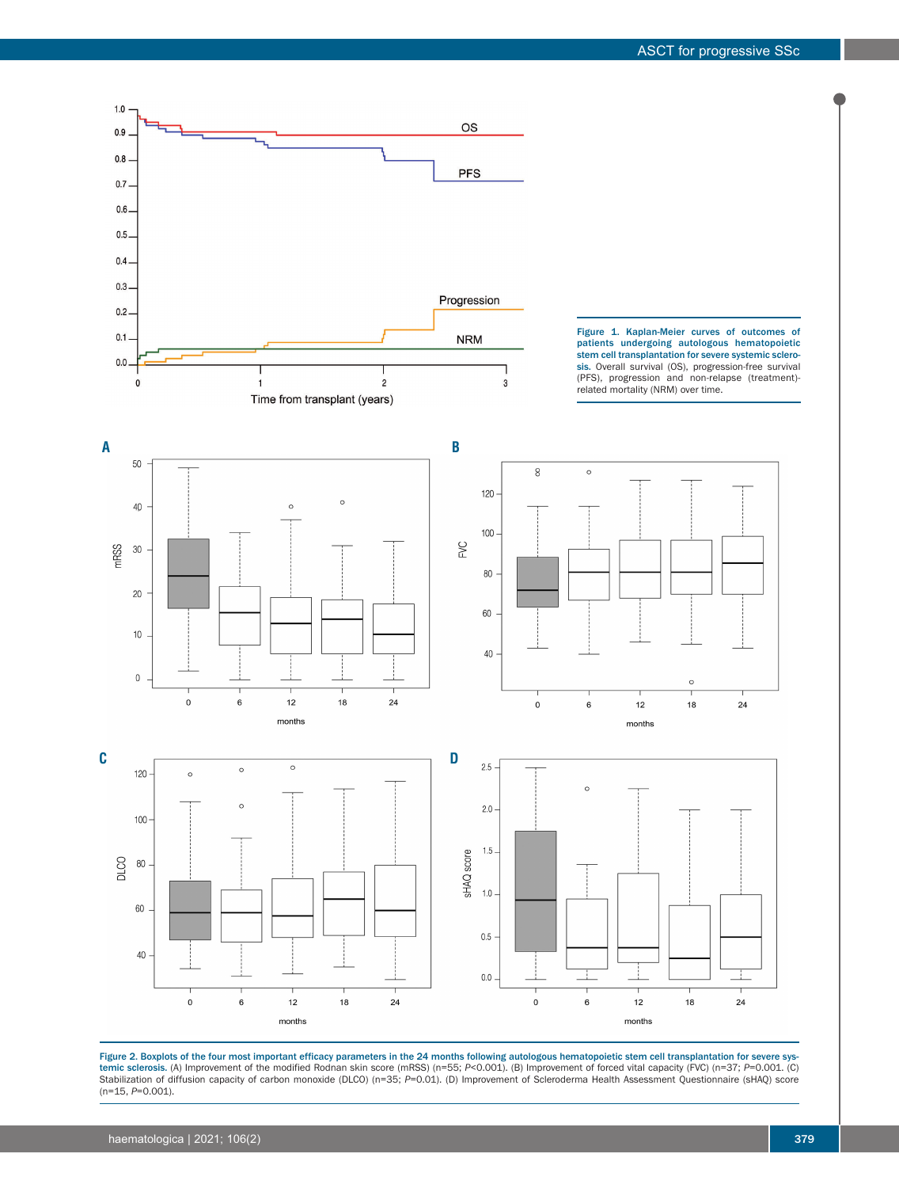**Figure 1. Kaplan-Meier curves of outcomes of patients undergoing autologous hematopoietic stem cell transplantation for severe systemic sclerosis.** Overall survival (OS), progression-free survival (PFS), progression and non-relapse (treatment)-related mortality (NRM) over time.

**Figure 2. Boxplots of the four most important efficacy parameters in the 24 months following autologous hematopoietic stem cell transplantation for severe systemic sclerosis.** (A) Improvement of the modified Rodnan skin score (mRSS) (n=55; *P*<0.001). (B) Improvement of forced vital capacity (FVC) (n=37; *P*=0.001). (C) Stabilization of diffusion capacity of carbon monoxide (DLCO) (n=35; *P*=0.01). (D) Improvement of Scleroderma Health Assessment Questionnaire (sHAQ) score (n=15, *P*=0.001).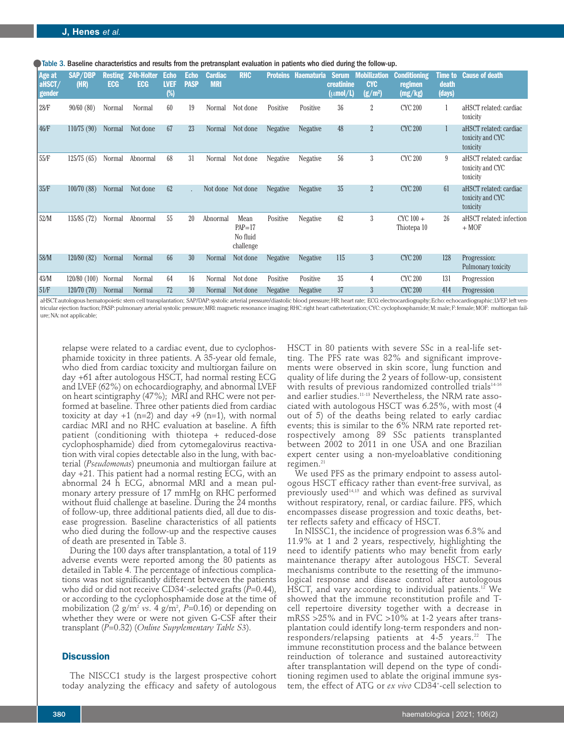Table 3. Baseline characteristics and results from the pretransplant evaluation in patients who died during the follow-up.

| Age at aHSCT/ gender | SAP/DBP (HR) | Resting ECG | 24h-Holter ECG | Echo LVEF (%) | Echo PASP | Cardiac MRI | RHC | Proteins | Haematuria | Serum creatinine (μmol/L) | Mobilization CYC (g/m²) | Conditioning regimen (mg/kg) | Time to death (days) | Cause of death |
|---|---|---|---|---|---|---|---|---|---|---|---|---|---|---|
| 28/F | 90/60 (80) | Normal | Normal | 60 | 19 | Normal | Not done | Positive | Positive | 36 | 2 | CYC 200 | 1 | aHSCT related: cardiac toxicity |
| 46/F | 110/75 (90) | Normal | Not done | 67 | 23 | Normal | Not done | Negative | Negative | 48 | 2 | CYC 200 | 1 | aHSCT related: cardiac toxicity and CYC toxicity |
| 55/F | 125/75 (65) | Normal | Abnormal | 68 | 31 | Normal | Not done | Negative | Negative | 56 | 3 | CYC 200 | 9 | aHSCT related: cardiac toxicity and CYC toxicity |
| 35/F | 100/70 (88) | Normal | Not done | 62 | . | Not done | Not done | Negative | Negative | 35 | 2 | CYC 200 | 61 | aHSCT related: cardiac toxicity and CYC toxicity |
| 52/M | 135/85 (72) | Normal | Abnormal | 55 | 20 | Abnormal | Mean PAP=17 No fluid challenge | Positive | Negative | 62 | 3 | CYC 100 + Thiotepa 10 | 26 | aHSCT related: infection + MOF |
| 58/M | 120/80 (82) | Normal | Normal | 66 | 30 | Normal | Not done | Negative | Negative | 115 | 3 | CYC 200 | 128 | Progression: Pulmonary toxicity |
| 43/M | 120/80 (100) | Normal | Normal | 64 | 16 | Normal | Not done | Positive | Positive | 35 | 4 | CYC 200 | 131 | Progression |
| 51/F | 120/70 (70) | Normal | Normal | 72 | 30 | Normal | Not done | Negative | Negative | 37 | 3 | CYC 200 | 414 | Progression |

aHSCT: autologous hematopoietic stem cell transplantation; SAP/DAP: systolic arterial pressure/diastolic blood pressure; HR: heart rate; ECG: electrocardiography; Echo: echocardiographic; LVEF: left ventricular ejection fraction; PASP: pulmonary arterial systolic pressure; MRI: magnetic resonance imaging; RHC: right heart catheterization; CYC: cyclophosphamide; M: male; F: female; MOF: multiorgan failure; NA: not applicable;

relapse were related to a cardiac event, due to cyclophosphamide toxicity in three patients. A 35-year old female, who died from cardiac toxicity and multiorgan failure on day +61 after autologous HSCT, had normal resting ECG and LVEF (62%) on echocardiography, and abnormal LVEF on heart scintigraphy (47%); MRI and RHC were not performed at baseline. Three other patients died from cardiac toxicity at day +1 (n=2) and day +9 (n=1), with normal cardiac MRI and no RHC evaluation at baseline. A fifth patient (conditioning with thiotepa + reduced-dose cyclophosphamide) died from cytomegalovirus reactivation with viral copies detectable also in the lung, with bacterial (*Pseudomonas*) pneumonia and multiorgan failure at day +21. This patient had a normal resting ECG, with an abnormal 24 h ECG, abnormal MRI and a mean pulmonary artery pressure of 17 mmHg on RHC performed without fluid challenge at baseline. During the 24 months of follow-up, three additional patients died, all due to disease progression. Baseline characteristics of all patients who died during the follow-up and the respective causes of death are presented in Table 3.

During the 100 days after transplantation, a total of 119 adverse events were reported among the 80 patients as detailed in Table 4. The percentage of infectious complications was not significantly different between the patients who did or did not receive CD34+-selected grafts ($P$=0.44), or according to the cyclophosphamide dose at the time of mobilization (2 g/m² *vs.* 4 g/m², $P$=0.16) or depending on whether they were or were not given G-CSF after their transplant ($P$=0.32) (*Online Supplementary Table S3*).

## Discussion

The NISCC1 study is the largest prospective cohort today analyzing the efficacy and safety of autologous HSCT in 80 patients with severe SSc in a real-life setting. The PFS rate was 82% and significant improvements were observed in skin score, lung function and quality of life during the 2 years of follow-up, consistent with results of previous randomized controlled trials[14-16] and earlier studies.[11-13] Nevertheless, the NRM rate associated with autologous HSCT was 6.25%, with most (4 out of 5) of the deaths being related to early cardiac events; this is similar to the 6% NRM rate reported retrospectively among 89 SSc patients transplanted between 2002 to 2011 in one USA and one Brazilian expert center using a non-myeloablative conditioning regimen.[21]

We used PFS as the primary endpoint to assess autologous HSCT efficacy rather than event-free survival, as previously used[14,15] and which was defined as survival without respiratory, renal, or cardiac failure. PFS, which encompasses disease progression and toxic deaths, better reflects safety and efficacy of HSCT.

In NISSC1, the incidence of progression was 6.3% and 11.9% at 1 and 2 years, respectively, highlighting the need to identify patients who may benefit from early maintenance therapy after autologous HSCT. Several mechanisms contribute to the resetting of the immunological response and disease control after autologous HSCT, and vary according to individual patients.[12] We showed that the immune reconstitution profile and T-cell repertoire diversity together with a decrease in mRSS >25% and in FVC >10% at 1-2 years after transplantation could identify long-term responders and non-responders/relapsing patients at 4-5 years.[22] The immune reconstitution process and the balance between reinduction of tolerance and sustained autoreactivity after transplantation will depend on the type of conditioning regimen used to ablate the original immune system, the effect of ATG or *ex vivo* CD34+-cell selection to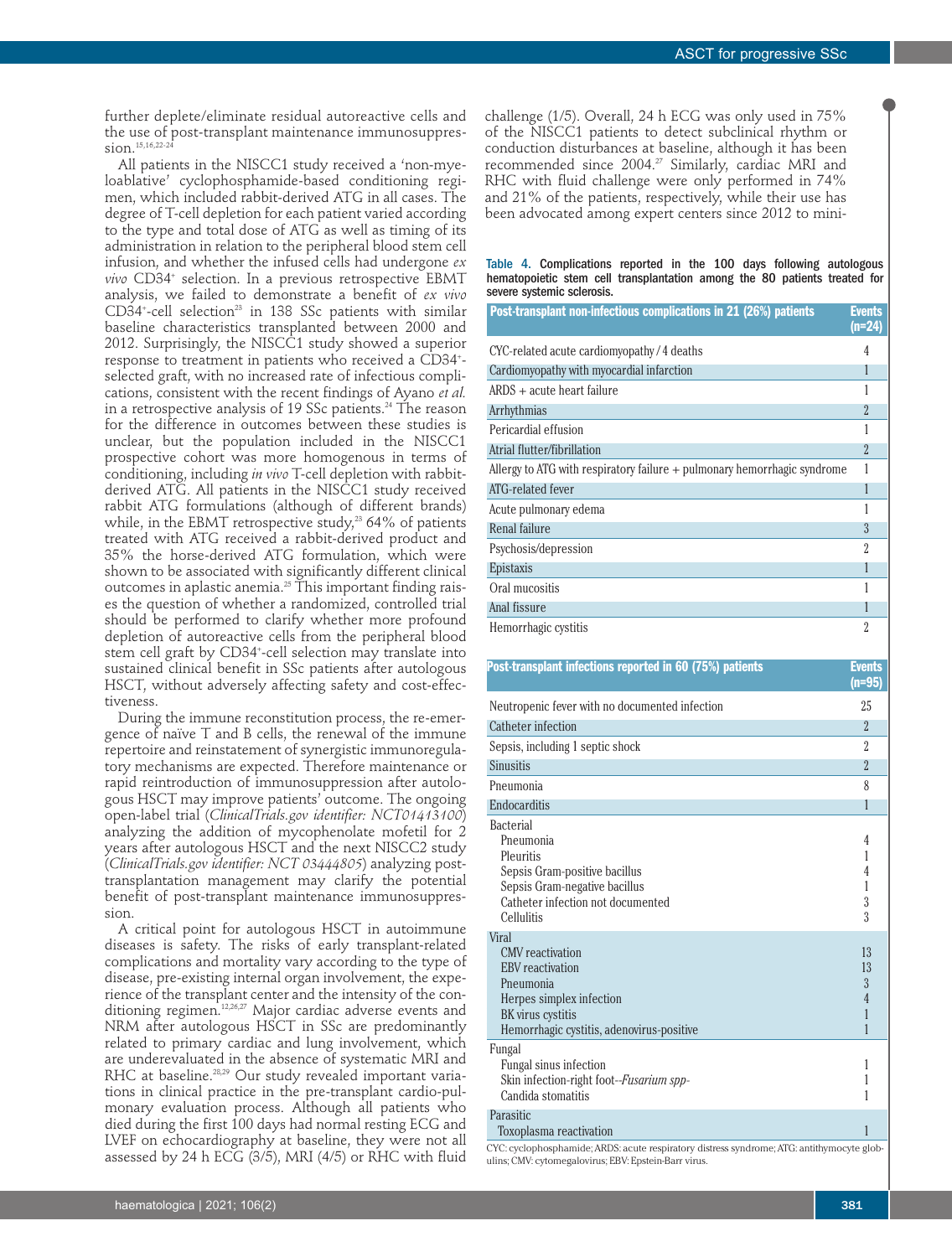further deplete/eliminate residual autoreactive cells and the use of post-transplant maintenance immunosuppression.[15,16,22-24]

All patients in the NISSC1 study received a 'non-myeloablative' cyclophosphamide-based conditioning regimen, which included rabbit-derived ATG in all cases. The degree of T-cell depletion for each patient varied according to the type and total dose of ATG as well as timing of its administration in relation to the peripheral blood stem cell infusion, and whether the infused cells had undergone *ex vivo* CD34+ selection. In a previous retrospective EBMT analysis, we failed to demonstrate a benefit of *ex vivo* CD34+-cell selection[23] in 138 SSc patients with similar baseline characteristics transplanted between 2000 and 2012. Surprisingly, the NISSC1 study showed a superior response to treatment in patients who received a CD34+-selected graft, with no increased rate of infectious complications, consistent with the recent findings of Ayano *et al.* in a retrospective analysis of 19 SSc patients.[24] The reason for the difference in outcomes between these studies is unclear, but the population included in the NISSC1 prospective cohort was more homogenous in terms of conditioning, including *in vivo* T-cell depletion with rabbit-derived ATG. All patients in the NISSC1 study received rabbit ATG formulations (although of different brands) while, in the EBMT retrospective study,[23] 64% of patients treated with ATG received a rabbit-derived product and 35% the horse-derived ATG formulation, which were shown to be associated with significantly different clinical outcomes in aplastic anemia.[25] This important finding raises the question of whether a randomized, controlled trial should be performed to clarify whether more profound depletion of autoreactive cells from the peripheral blood stem cell graft by CD34+-cell selection may translate into sustained clinical benefit in SSc patients after autologous HSCT, without adversely affecting safety and cost-effectiveness.

During the immune reconstitution process, the re-emergence of naïve T and B cells, the renewal of the immune repertoire and reinstatement of synergistic immunoregulatory mechanisms are expected. Therefore maintenance or rapid reintroduction of immunosuppression after autologous HSCT may improve patients' outcome. The ongoing open-label trial (*ClinicalTrials.gov identifier: NCT01413100*) analyzing the addition of mycophenolate mofetil for 2 years after autologous HSCT and the next NISCC2 study (*ClinicalTrials.gov identifier: NCT 03444805*) analyzing post-transplantation management may clarify the potential benefit of post-transplant maintenance immunosuppression.

A critical point for autologous HSCT in autoimmune diseases is safety. The risks of early transplant-related complications and mortality vary according to the type of disease, pre-existing internal organ involvement, the experience of the transplant center and the intensity of the conditioning regimen.[12,26,27] Major cardiac adverse events and NRM after autologous HSCT in SSc are predominantly related to primary cardiac and lung involvement, which are underevaluated in the absence of systematic MRI and RHC at baseline.[28,29] Our study revealed important variations in clinical practice in the pre-transplant cardio-pulmonary evaluation process. Although all patients who died during the first 100 days had normal resting ECG and LVEF on echocardiography at baseline, they were not all assessed by 24 h ECG (3/5), MRI (4/5) or RHC with fluid challenge (1/5). Overall, 24 h ECG was only used in 75% of the NISCC1 patients to detect subclinical rhythm or conduction disturbances at baseline, although it has been recommended since 2004.[27] Similarly, cardiac MRI and RHC with fluid challenge were only performed in 74% and 21% of the patients, respectively, while their use has been advocated among expert centers since 2012 to mini-

**Table 4.** Complications reported in the 100 days following autologous hematopoietic stem cell transplantation among the 80 patients treated for severe systemic sclerosis.

| Post-transplant non-infectious complications in 21 (26%) patients | Events (n=24) |
|---|---|
| CYC-related acute cardiomyopathy / 4 deaths | 4 |
| Cardiomyopathy with myocardial infarction | 1 |
| ARDS + acute heart failure | 1 |
| Arrhythmias | 2 |
| Pericardial effusion | 1 |
| Atrial flutter/fibrillation | 2 |
| Allergy to ATG with respiratory failure + pulmonary hemorrhagic syndrome | 1 |
| ATG-related fever | 1 |
| Acute pulmonary edema | 1 |
| Renal failure | 3 |
| Psychosis/depression | 2 |
| Epistaxis | 1 |
| Oral mucositis | 1 |
| Anal fissure | 1 |
| Hemorrhagic cystitis | 2 |

| Post-transplant infections reported in 60 (75%) patients | Events (n=95) |
|---|---|
| Neutropenic fever with no documented infection | 25 |
| Catheter infection | 2 |
| Sepsis, including 1 septic shock | 2 |
| Sinusitis | 2 |
| Pneumonia | 8 |
| Endocarditis | 1 |
| Bacterial | |
| Pneumonia | 4 |
| Pleuritis | 1 |
| Sepsis Gram-positive bacillus | 4 |
| Sepsis Gram-negative bacillus | 1 |
| Catheter infection not documented | 3 |
| Cellulitis | 3 |
| Viral | |
| CMV reactivation | 13 |
| EBV reactivation | 13 |
| Pneumonia | 3 |
| Herpes simplex infection | 4 |
| BK virus cystitis | 1 |
| Hemorrhagic cystitis, adenovirus-positive | 1 |
| Fungal | |
| Fungal sinus infection | 1 |
| Skin infection-right foot–*Fusarium spp-* | 1 |
| Candida stomatitis | 1 |
| Parasitic | |
| Toxoplasma reactivation | 1 |

CYC: cyclophosphamide; ARDS: acute respiratory distress syndrome; ATG: antithymocyte globulins; CMV: cytomegalovirus; EBV: Epstein-Barr virus.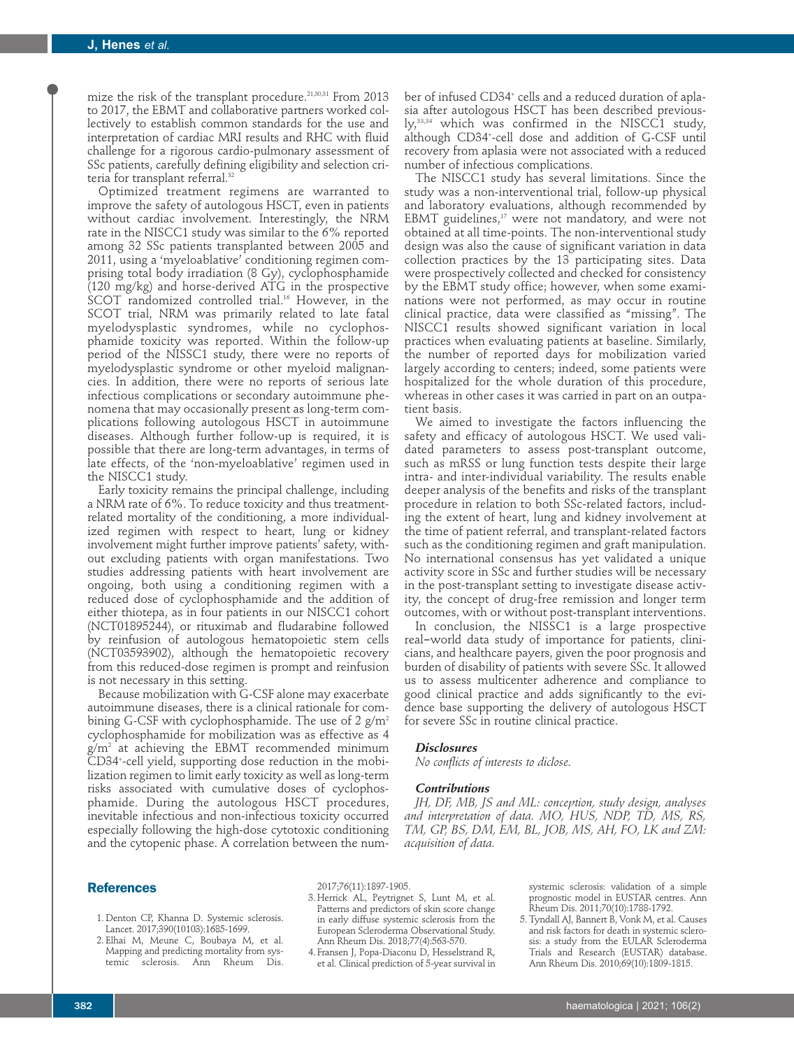mize the risk of the transplant procedure.[21,30,31] From 2013 to 2017, the EBMT and collaborative partners worked collectively to establish common standards for the use and interpretation of cardiac MRI results and RHC with fluid challenge for a rigorous cardio-pulmonary assessment of SSc patients, carefully defining eligibility and selection criteria for transplant referral.[32]

Optimized treatment regimens are warranted to improve the safety of autologous HSCT, even in patients without cardiac involvement. Interestingly, the NRM rate in the NISCC1 study was similar to the 6% reported among 32 SSc patients transplanted between 2005 and 2011, using a 'myeloablative' conditioning regimen comprising total body irradiation (8 Gy), cyclophosphamide (120 mg/kg) and horse-derived ATG in the prospective SCOT randomized controlled trial.[16] However, in the SCOT trial, NRM was primarily related to late fatal myelodysplastic syndromes, while no cyclophosphamide toxicity was reported. Within the follow-up period of the NISSC1 study, there were no reports of myelodysplastic syndrome or other myeloid malignancies. In addition, there were no reports of serious late infectious complications or secondary autoimmune phenomena that may occasionally present as long-term complications following autologous HSCT in autoimmune diseases. Although further follow-up is required, it is possible that there are long-term advantages, in terms of late effects, of the 'non-myeloablative' regimen used in the NISCC1 study.

Early toxicity remains the principal challenge, including a NRM rate of 6%. To reduce toxicity and thus treatment-related mortality of the conditioning, a more individualized regimen with respect to heart, lung or kidney involvement might further improve patients' safety, without excluding patients with organ manifestations. Two studies addressing patients with heart involvement are ongoing, both using a conditioning regimen with a reduced dose of cyclophosphamide and the addition of either thiotepa, as in four patients in our NISCC1 cohort (NCT01895244), or rituximab and fludarabine followed by reinfusion of autologous hematopoietic stem cells (NCT03593902), although the hematopoietic recovery from this reduced-dose regimen is prompt and reinfusion is not necessary in this setting.

Because mobilization with G-CSF alone may exacerbate autoimmune diseases, there is a clinical rationale for combining G-CSF with cyclophosphamide. The use of 2 g/m$^2$ cyclophosphamide for mobilization was as effective as 4 g/m$^2$ at achieving the EBMT recommended minimum CD34$^+$-cell yield, supporting dose reduction in the mobilization regimen to limit early toxicity as well as long-term risks associated with cumulative doses of cyclophosphamide. During the autologous HSCT procedures, inevitable infectious and non-infectious toxicity occurred especially following the high-dose cytotoxic conditioning and the cytopenic phase. A correlation between the number of infused CD34$^+$ cells and a reduced duration of aplasia after autologous HSCT has been described previously,[33,34] which was confirmed in the NISCC1 study, although CD34$^+$-cell dose and addition of G-CSF until recovery from aplasia were not associated with a reduced number of infectious complications.

The NISCC1 study has several limitations. Since the study was a non-interventional trial, follow-up physical and laboratory evaluations, although recommended by EBMT guidelines,[17] were not mandatory, and were not obtained at all time-points. The non-interventional study design was also the cause of significant variation in data collection practices by the 13 participating sites. Data were prospectively collected and checked for consistency by the EBMT study office; however, when some examinations were not performed, as may occur in routine clinical practice, data were classified as "missing". The NISCC1 results showed significant variation in local practices when evaluating patients at baseline. Similarly, the number of reported days for mobilization varied largely according to centers; indeed, some patients were hospitalized for the whole duration of this procedure, whereas in other cases it was carried in part on an outpatient basis.

We aimed to investigate the factors influencing the safety and efficacy of autologous HSCT. We used validated parameters to assess post-transplant outcome, such as mRSS or lung function tests despite their large intra- and inter-individual variability. The results enable deeper analysis of the benefits and risks of the transplant procedure in relation to both SSc-related factors, including the extent of heart, lung and kidney involvement at the time of patient referral, and transplant-related factors such as the conditioning regimen and graft manipulation. No international consensus has yet validated a unique activity score in SSc and further studies will be necessary in the post-transplant setting to investigate disease activity, the concept of drug-free remission and longer term outcomes, with or without post-transplant interventions.

In conclusion, the NISSC1 is a large prospective real–world data study of importance for patients, clinicians, and healthcare payers, given the poor prognosis and burden of disability of patients with severe SSc. It allowed us to assess multicenter adherence and compliance to good clinical practice and adds significantly to the evidence base supporting the delivery of autologous HSCT for severe SSc in routine clinical practice.

#### Disclosures

*No conflicts of interests to diclose.*

#### Contributions

*JH, DF, MB, JS and ML: conception, study design, analyses and interpretation of data. MO, HUS, NDP, TD, MS, RS, TM, GP, BS, DM, EM, BL, JOB, MS, AH, FO, LK and ZM: acquisition of data.*

## References

1. Denton CP, Khanna D. Systemic sclerosis. Lancet. 2017;390(10103):1685-1699.
2. Elhai M, Meune C, Boubaya M, et al. Mapping and predicting mortality from systemic sclerosis. Ann Rheum Dis. 2017;76(11):1897-1905.
3. Herrick AL, Peytrignet S, Lunt M, et al. Patterns and predictors of skin score change in early diffuse systemic sclerosis from the European Scleroderma Observational Study. Ann Rheum Dis. 2018;77(4):563-570.
4. Fransen J, Popa-Diaconu D, Hesselstrand R, et al. Clinical prediction of 5-year survival in systemic sclerosis: validation of a simple prognostic model in EUSTAR centres. Ann Rheum Dis. 2011;70(10):1788-1792.
5. Tyndall AJ, Bannert B, Vonk M, et al. Causes and risk factors for death in systemic sclerosis: a study from the EULAR Scleroderma Trials and Research (EUSTAR) database. Ann Rheum Dis. 2010;69(10):1809-1815.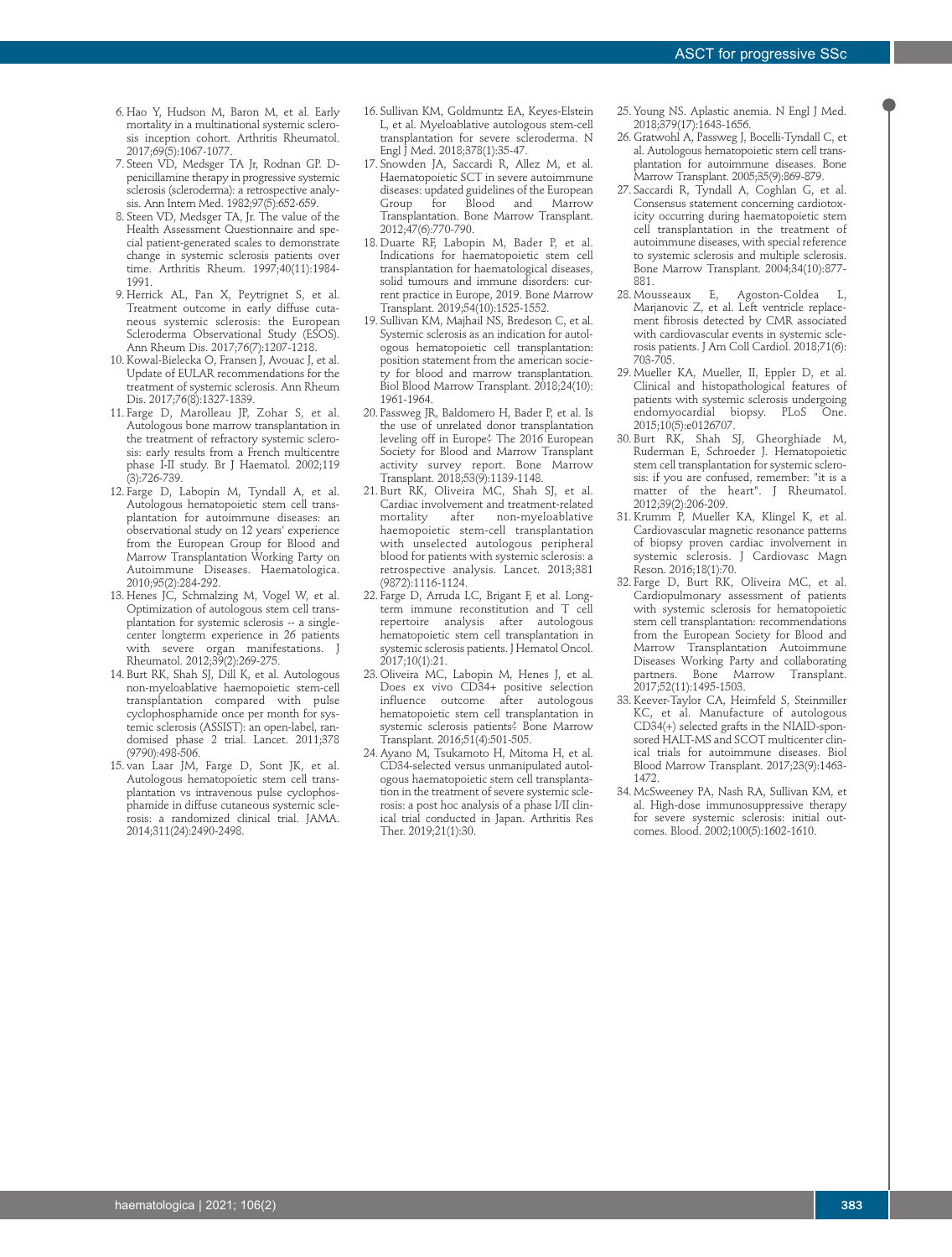6. Hao Y, Hudson M, Baron M, et al. Early mortality in a multinational systemic sclerosis inception cohort. Arthritis Rheumatol. 2017;69(5):1067-1077.
7. Steen VD, Medsger TA Jr, Rodnan GP. D-penicillamine therapy in progressive systemic sclerosis (scleroderma): a retrospective analysis. Ann Intern Med. 1982;97(5):652-659.
8. Steen VD, Medsger TA, Jr. The value of the Health Assessment Questionnaire and special patient-generated scales to demonstrate change in systemic sclerosis patients over time. Arthritis Rheum. 1997;40(11):1984-1991.
9. Herrick AL, Pan X, Peytrignet S, et al. Treatment outcome in early diffuse cutaneous systemic sclerosis: the European Scleroderma Observational Study (ESOS). Ann Rheum Dis. 2017;76(7):1207-1218.
10. Kowal-Bielecka O, Fransen J, Avouac J, et al. Update of EULAR recommendations for the treatment of systemic sclerosis. Ann Rheum Dis. 2017;76(8):1327-1339.
11. Farge D, Marolleau JP, Zohar S, et al. Autologous bone marrow transplantation in the treatment of refractory systemic sclerosis: early results from a French multicentre phase I-II study. Br J Haematol. 2002;119(3):726-739.
12. Farge D, Labopin M, Tyndall A, et al. Autologous hematopoietic stem cell transplantation for autoimmune diseases: an observational study on 12 years' experience from the European Group for Blood and Marrow Transplantation Working Party on Autoimmune Diseases. Haematologica. 2010;95(2):284-292.
13. Henes JC, Schmalzing M, Vogel W, et al. Optimization of autologous stem cell transplantation for systemic sclerosis -- a single-center longterm experience in 26 patients with severe organ manifestations. J Rheumatol. 2012;39(2):269-275.
14. Burt RK, Shah SJ, Dill K, et al. Autologous non-myeloablative haemopoietic stem-cell transplantation compared with pulse cyclophosphamide once per month for systemic sclerosis (ASSIST): an open-label, randomised phase 2 trial. Lancet. 2011;378(9790):498-506.
15. van Laar JM, Farge D, Sont JK, et al. Autologous hematopoietic stem cell transplantation vs intravenous pulse cyclophosphamide in diffuse cutaneous systemic sclerosis: a randomized clinical trial. JAMA. 2014;311(24):2490-2498.
16. Sullivan KM, Goldmuntz EA, Keyes-Elstein L, et al. Myeloablative autologous stem-cell transplantation for severe scleroderma. N Engl J Med. 2018;378(1):35-47.
17. Snowden JA, Saccardi R, Allez M, et al. Haematopoietic SCT in severe autoimmune diseases: updated guidelines of the European Group for Blood and Marrow Transplantation. Bone Marrow Transplant. 2012;47(6):770-790.
18. Duarte RF, Labopin M, Bader P, et al. Indications for haematopoietic stem cell transplantation for haematological diseases, solid tumours and immune disorders: current practice in Europe, 2019. Bone Marrow Transplant. 2019;54(10):1525-1552.
19. Sullivan KM, Majhail NS, Bredeson C, et al. Systemic sclerosis as an indication for autologous hematopoietic cell transplantation: position statement from the american society for blood and marrow transplantation. Biol Blood Marrow Transplant. 2018;24(10):1961-1964.
20. Passweg JR, Baldomero H, Bader P, et al. Is the use of unrelated donor transplantation leveling off in Europe? The 2016 European Society for Blood and Marrow Transplant activity survey report. Bone Marrow Transplant. 2018;53(9):1139-1148.
21. Burt RK, Oliveira MC, Shah SJ, et al. Cardiac involvement and treatment-related mortality after non-myeloablative haemopoietic stem-cell transplantation with unselected autologous peripheral blood for patients with systemic sclerosis: a retrospective analysis. Lancet. 2013;381(9872):1116-1124.
22. Farge D, Arruda LC, Brigant F, et al. Long-term immune reconstitution and T cell repertoire analysis after autologous hematopoietic stem cell transplantation in systemic sclerosis patients. J Hematol Oncol. 2017;10(1):21.
23. Oliveira MC, Labopin M, Henes J, et al. Does ex vivo CD34+ positive selection influence outcome after autologous hematopoietic stem cell transplantation in systemic sclerosis patients? Bone Marrow Transplant. 2016;51(4):501-505.
24. Ayano M, Tsukamoto H, Mitoma H, et al. CD34-selected versus unmanipulated autologous haematopoietic stem cell transplantation in the treatment of severe systemic sclerosis: a post hoc analysis of a phase I/II clinical trial conducted in Japan. Arthritis Res Ther. 2019;21(1):30.
25. Young NS. Aplastic anemia. N Engl J Med. 2018;379(17):1643-1656.
26. Gratwohl A, Passweg J, Bocelli-Tyndall C, et al. Autologous hematopoietic stem cell transplantation for autoimmune diseases. Bone Marrow Transplant. 2005;35(9):869-879.
27. Saccardi R, Tyndall A, Coghlan G, et al. Consensus statement concerning cardiotoxicity occurring during haematopoietic stem cell transplantation in the treatment of autoimmune diseases, with special reference to systemic sclerosis and multiple sclerosis. Bone Marrow Transplant. 2004;34(10):877-881.
28. Mousseaux E, Agoston-Coldea L, Marjanovic Z, et al. Left ventricle replacement fibrosis detected by CMR associated with cardiovascular events in systemic sclerosis patients. J Am Coll Cardiol. 2018;71(6):703-705.
29. Mueller KA, Mueller, II, Eppler D, et al. Clinical and histopathological features of patients with systemic sclerosis undergoing endomyocardial biopsy. PLoS One. 2015;10(5):e0126707.
30. Burt RK, Shah SJ, Gheorghiade M, Ruderman E, Schroeder J. Hematopoietic stem cell transplantation for systemic sclerosis: if you are confused, remember: "it is a matter of the heart". J Rheumatol. 2012;39(2):206-209.
31. Krumm P, Mueller KA, Klingel K, et al. Cardiovascular magnetic resonance patterns of biopsy proven cardiac involvement in systemic sclerosis. J Cardiovasc Magn Reson. 2016;18(1):70.
32. Farge D, Burt RK, Oliveira MC, et al. Cardiopulmonary assessment of patients with systemic sclerosis for hematopoietic stem cell transplantation: recommendations from the European Society for Blood and Marrow Transplantation Autoimmune Diseases Working Party and collaborating partners. Bone Marrow Transplant. 2017;52(11):1495-1503.
33. Keever-Taylor CA, Heimfeld S, Steinmiller KC, et al. Manufacture of autologous CD34(+) selected grafts in the NIAID-sponsored HALT-MS and SCOT multicenter clinical trials for autoimmune diseases. Biol Blood Marrow Transplant. 2017;23(9):1463-1472.
34. McSweeney PA, Nash RA, Sullivan KM, et al. High-dose immunosuppressive therapy for severe systemic sclerosis: initial outcomes. Blood. 2002;100(5):1602-1610.